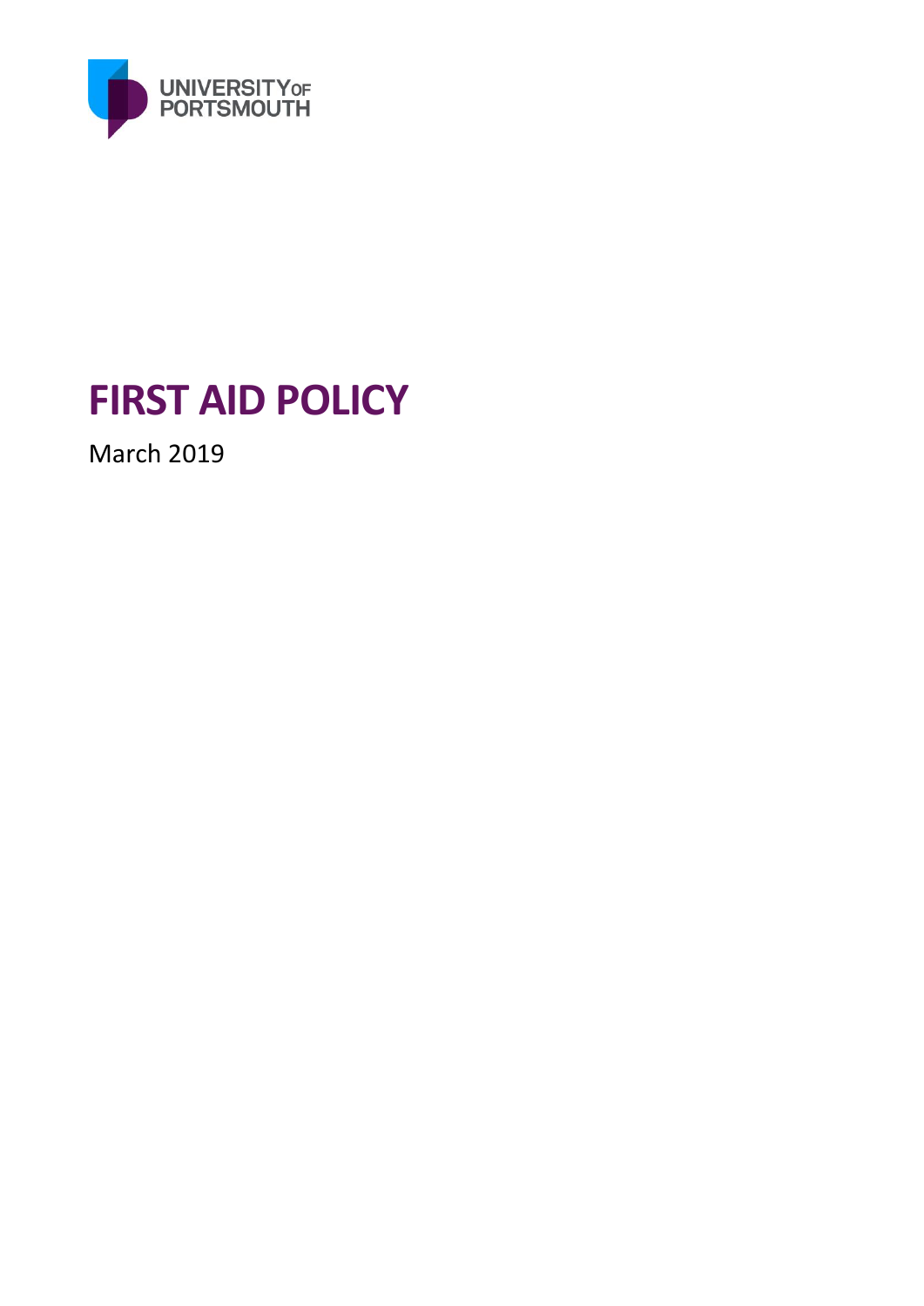UNIVERSITY OF PORTSMOUTH

# FIRST AID POLICY

March 2019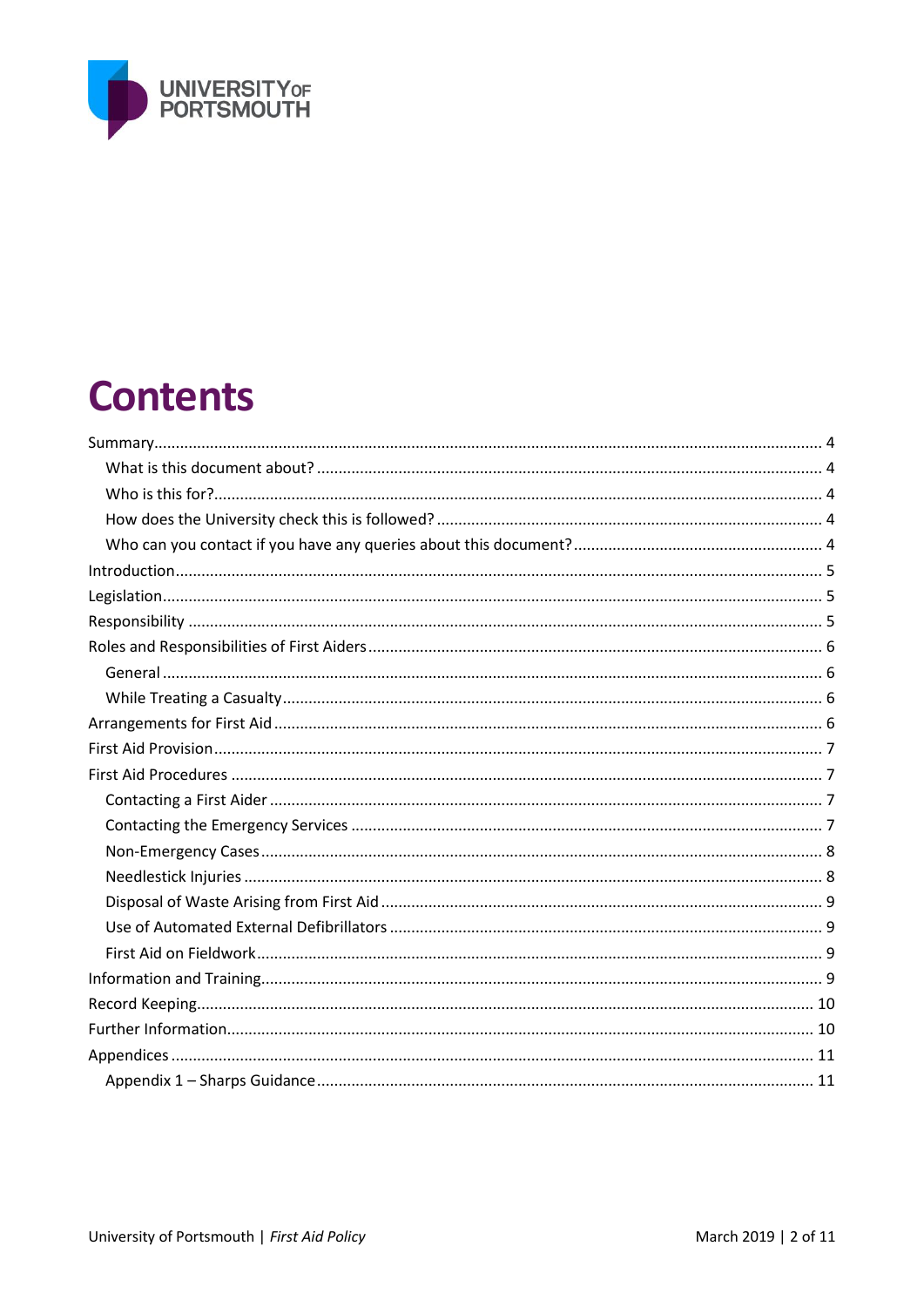# Contents

- Summary .... 4
  - What is this document about? .... 4
  - Who is this for? .... 4
  - How does the University check this is followed? .... 4
  - Who can you contact if you have any queries about this document? .... 4
- Introduction .... 5
- Legislation .... 5
- Responsibility .... 5
- Roles and Responsibilities of First Aiders .... 6
  - General .... 6
  - While Treating a Casualty .... 6
- Arrangements for First Aid .... 6
- First Aid Provision .... 7
- First Aid Procedures .... 7
  - Contacting a First Aider .... 7
  - Contacting the Emergency Services .... 7
  - Non-Emergency Cases .... 8
  - Needlestick Injuries .... 8
  - Disposal of Waste Arising from First Aid .... 9
  - Use of Automated External Defibrillators .... 9
  - First Aid on Fieldwork .... 9
- Information and Training .... 9
- Record Keeping .... 10
- Further Information .... 10
- Appendices .... 11
  - Appendix 1 – Sharps Guidance .... 11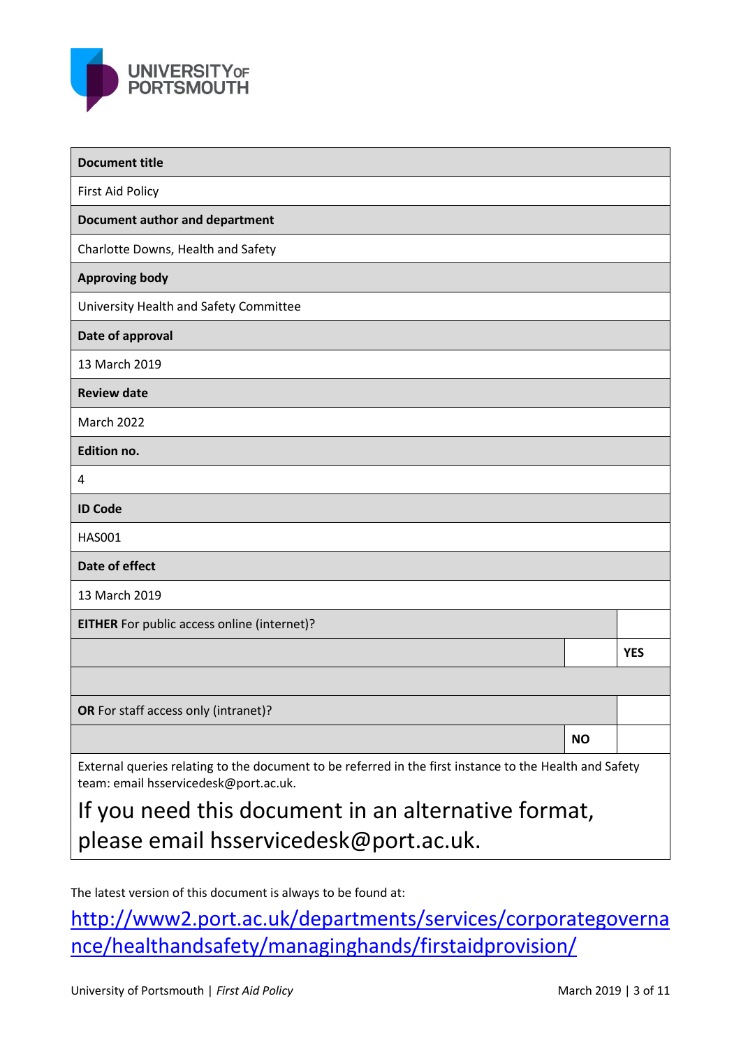| Document title | | |
|---|---|---|
| First Aid Policy | | |
| **Document author and department** | | |
| Charlotte Downs, Health and Safety | | |
| **Approving body** | | |
| University Health and Safety Committee | | |
| **Date of approval** | | |
| 13 March 2019 | | |
| **Review date** | | |
| March 2022 | | |
| **Edition no.** | | |
| 4 | | |
| **ID Code** | | |
| HAS001 | | |
| **Date of effect** | | |
| 13 March 2019 | | |
| **EITHER** For public access online (internet)? | | |
| | | **YES** |
| | | |
| **OR** For staff access only (intranet)? | | |
| | **NO** | |
| External queries relating to the document to be referred in the first instance to the Health and Safety team: email hsservicedesk@port.ac.uk. If you need this document in an alternative format, please email hsservicedesk@port.ac.uk. | | |

The latest version of this document is always to be found at:

http://www2.port.ac.uk/departments/services/corporategovernance/healthandsafety/managinghands/firstaidprovision/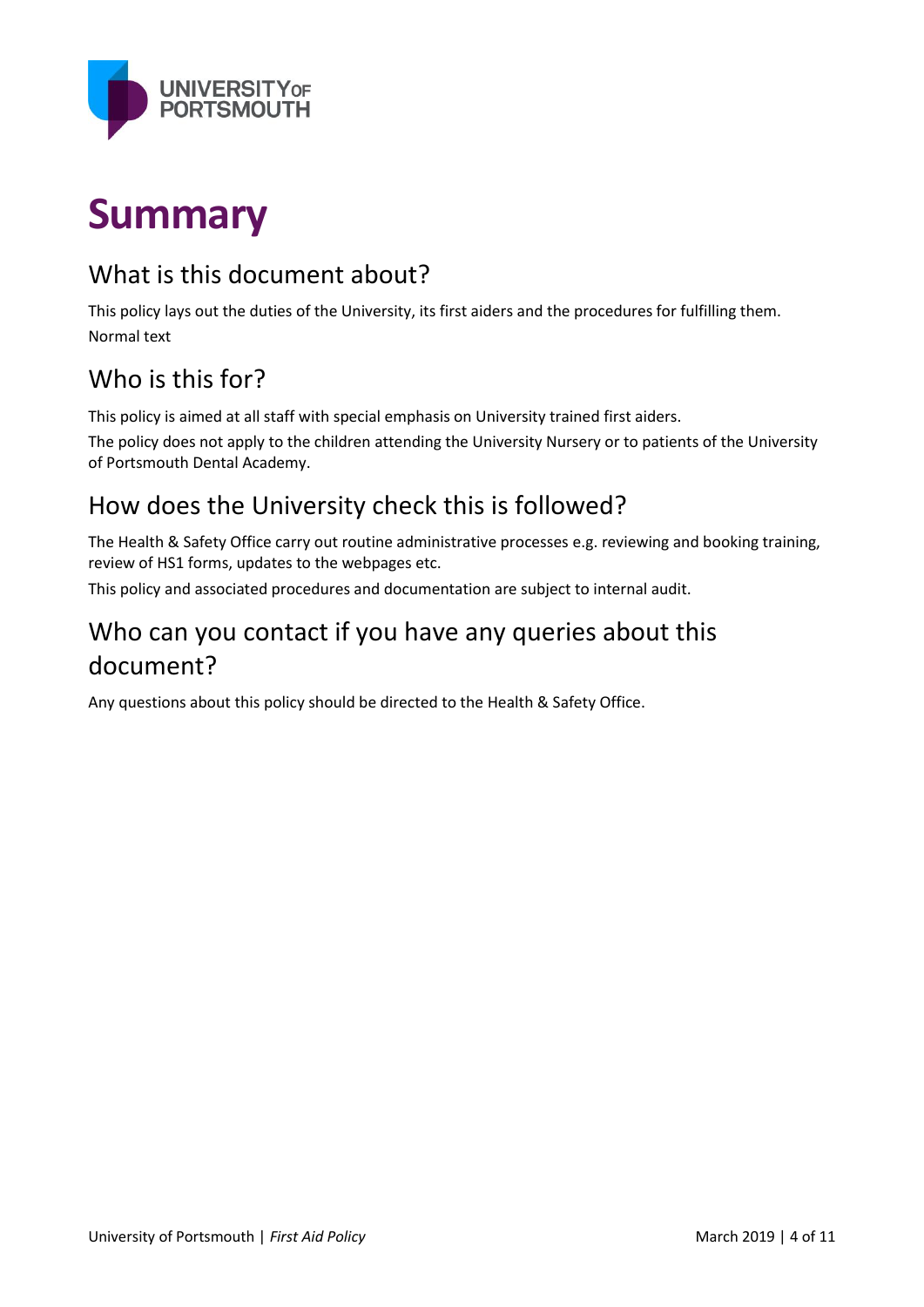# Summary

## What is this document about?

This policy lays out the duties of the University, its first aiders and the procedures for fulfilling them.

Normal text

## Who is this for?

This policy is aimed at all staff with special emphasis on University trained first aiders.

The policy does not apply to the children attending the University Nursery or to patients of the University of Portsmouth Dental Academy.

## How does the University check this is followed?

The Health & Safety Office carry out routine administrative processes e.g. reviewing and booking training, review of HS1 forms, updates to the webpages etc.

This policy and associated procedures and documentation are subject to internal audit.

## Who can you contact if you have any queries about this document?

Any questions about this policy should be directed to the Health & Safety Office.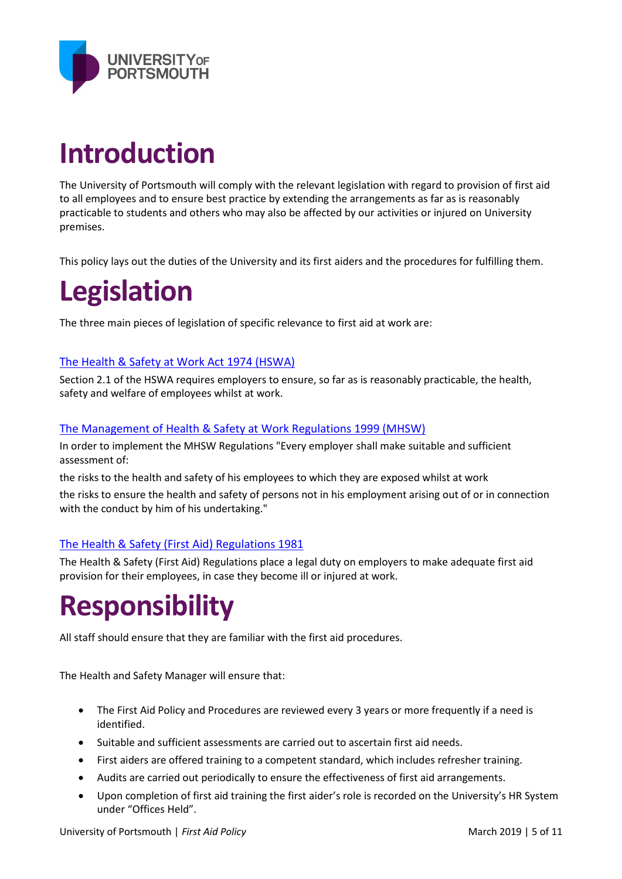# Introduction

The University of Portsmouth will comply with the relevant legislation with regard to provision of first aid to all employees and to ensure best practice by extending the arrangements as far as is reasonably practicable to students and others who may also be affected by our activities or injured on University premises.

This policy lays out the duties of the University and its first aiders and the procedures for fulfilling them.

# Legislation

The three main pieces of legislation of specific relevance to first aid at work are:

The Health & Safety at Work Act 1974 (HSWA)

Section 2.1 of the HSWA requires employers to ensure, so far as is reasonably practicable, the health, safety and welfare of employees whilst at work.

The Management of Health & Safety at Work Regulations 1999 (MHSW)

In order to implement the MHSW Regulations "Every employer shall make suitable and sufficient assessment of:

the risks to the health and safety of his employees to which they are exposed whilst at work

the risks to ensure the health and safety of persons not in his employment arising out of or in connection with the conduct by him of his undertaking."

The Health & Safety (First Aid) Regulations 1981

The Health & Safety (First Aid) Regulations place a legal duty on employers to make adequate first aid provision for their employees, in case they become ill or injured at work.

# Responsibility

All staff should ensure that they are familiar with the first aid procedures.

The Health and Safety Manager will ensure that:

- The First Aid Policy and Procedures are reviewed every 3 years or more frequently if a need is identified.
- Suitable and sufficient assessments are carried out to ascertain first aid needs.
- First aiders are offered training to a competent standard, which includes refresher training.
- Audits are carried out periodically to ensure the effectiveness of first aid arrangements.
- Upon completion of first aid training the first aider's role is recorded on the University's HR System under "Offices Held".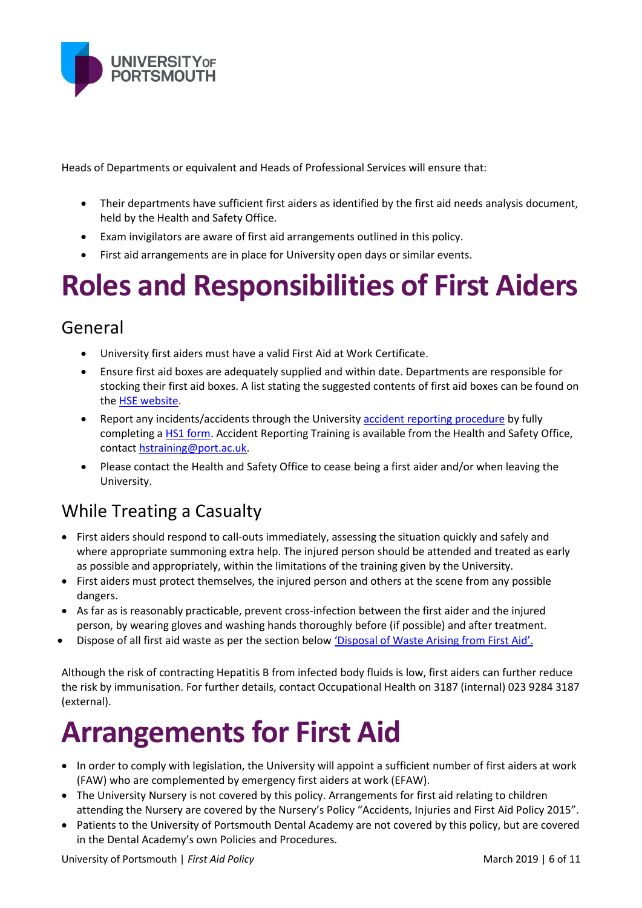Heads of Departments or equivalent and Heads of Professional Services will ensure that:

- Their departments have sufficient first aiders as identified by the first aid needs analysis document, held by the Health and Safety Office.
- Exam invigilators are aware of first aid arrangements outlined in this policy.
- First aid arrangements are in place for University open days or similar events.

# Roles and Responsibilities of First Aiders

## General

- University first aiders must have a valid First Aid at Work Certificate.
- Ensure first aid boxes are adequately supplied and within date. Departments are responsible for stocking their first aid boxes. A list stating the suggested contents of first aid boxes can be found on the HSE website.
- Report any incidents/accidents through the University accident reporting procedure by fully completing a HS1 form. Accident Reporting Training is available from the Health and Safety Office, contact hstraining@port.ac.uk.
- Please contact the Health and Safety Office to cease being a first aider and/or when leaving the University.

## While Treating a Casualty

- First aiders should respond to call-outs immediately, assessing the situation quickly and safely and where appropriate summoning extra help. The injured person should be attended and treated as early as possible and appropriately, within the limitations of the training given by the University.
- First aiders must protect themselves, the injured person and others at the scene from any possible dangers.
- As far as is reasonably practicable, prevent cross-infection between the first aider and the injured person, by wearing gloves and washing hands thoroughly before (if possible) and after treatment.
- Dispose of all first aid waste as per the section below 'Disposal of Waste Arising from First Aid'.

Although the risk of contracting Hepatitis B from infected body fluids is low, first aiders can further reduce the risk by immunisation. For further details, contact Occupational Health on 3187 (internal) 023 9284 3187 (external).

# Arrangements for First Aid

- In order to comply with legislation, the University will appoint a sufficient number of first aiders at work (FAW) who are complemented by emergency first aiders at work (EFAW).
- The University Nursery is not covered by this policy. Arrangements for first aid relating to children attending the Nursery are covered by the Nursery's Policy "Accidents, Injuries and First Aid Policy 2015".
- Patients to the University of Portsmouth Dental Academy are not covered by this policy, but are covered in the Dental Academy's own Policies and Procedures.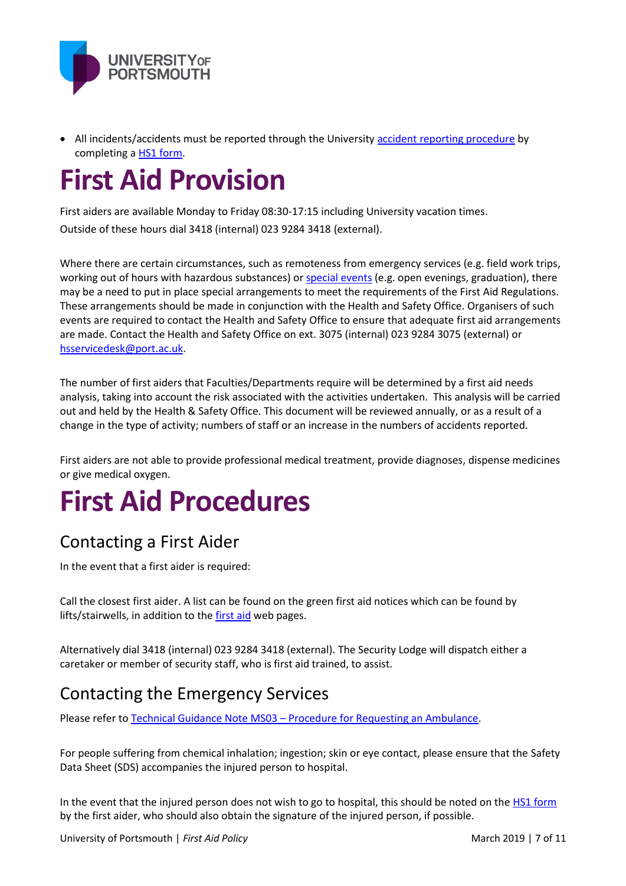- All incidents/accidents must be reported through the University accident reporting procedure by completing a HS1 form.

# First Aid Provision

First aiders are available Monday to Friday 08:30-17:15 including University vacation times.
Outside of these hours dial 3418 (internal) 023 9284 3418 (external).

Where there are certain circumstances, such as remoteness from emergency services (e.g. field work trips, working out of hours with hazardous substances) or special events (e.g. open evenings, graduation), there may be a need to put in place special arrangements to meet the requirements of the First Aid Regulations. These arrangements should be made in conjunction with the Health and Safety Office. Organisers of such events are required to contact the Health and Safety Office to ensure that adequate first aid arrangements are made. Contact the Health and Safety Office on ext. 3075 (internal) 023 9284 3075 (external) or hsservicedesk@port.ac.uk.

The number of first aiders that Faculties/Departments require will be determined by a first aid needs analysis, taking into account the risk associated with the activities undertaken. This analysis will be carried out and held by the Health & Safety Office. This document will be reviewed annually, or as a result of a change in the type of activity; numbers of staff or an increase in the numbers of accidents reported.

First aiders are not able to provide professional medical treatment, provide diagnoses, dispense medicines or give medical oxygen.

# First Aid Procedures

## Contacting a First Aider

In the event that a first aider is required:

Call the closest first aider. A list can be found on the green first aid notices which can be found by lifts/stairwells, in addition to the first aid web pages.

Alternatively dial 3418 (internal) 023 9284 3418 (external). The Security Lodge will dispatch either a caretaker or member of security staff, who is first aid trained, to assist.

## Contacting the Emergency Services

Please refer to Technical Guidance Note MS03 – Procedure for Requesting an Ambulance.

For people suffering from chemical inhalation; ingestion; skin or eye contact, please ensure that the Safety Data Sheet (SDS) accompanies the injured person to hospital.

In the event that the injured person does not wish to go to hospital, this should be noted on the HS1 form by the first aider, who should also obtain the signature of the injured person, if possible.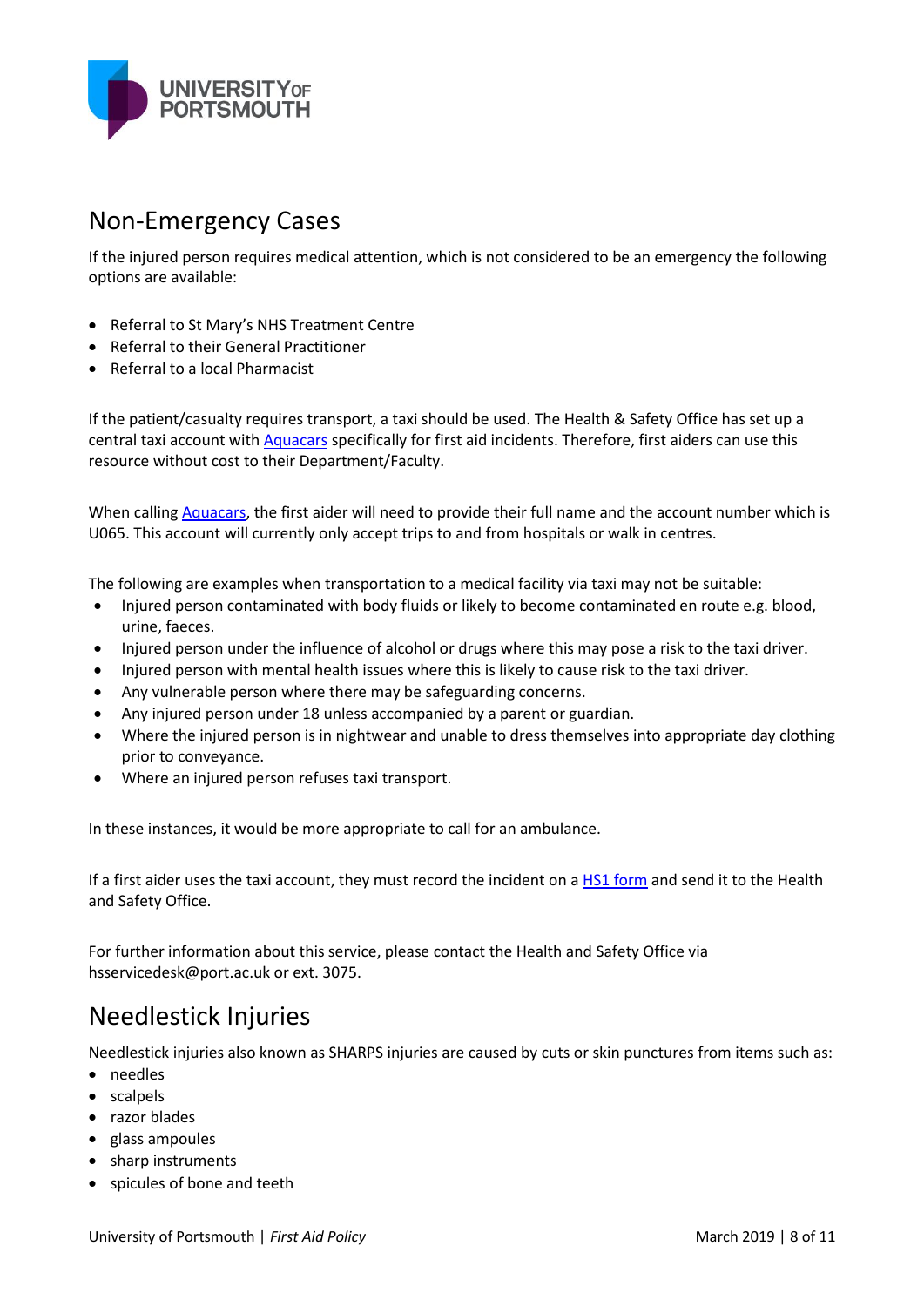## Non-Emergency Cases

If the injured person requires medical attention, which is not considered to be an emergency the following options are available:

- Referral to St Mary's NHS Treatment Centre
- Referral to their General Practitioner
- Referral to a local Pharmacist

If the patient/casualty requires transport, a taxi should be used. The Health & Safety Office has set up a central taxi account with Aquacars specifically for first aid incidents. Therefore, first aiders can use this resource without cost to their Department/Faculty.

When calling Aquacars, the first aider will need to provide their full name and the account number which is U065. This account will currently only accept trips to and from hospitals or walk in centres.

The following are examples when transportation to a medical facility via taxi may not be suitable:

- Injured person contaminated with body fluids or likely to become contaminated en route e.g. blood, urine, faeces.
- Injured person under the influence of alcohol or drugs where this may pose a risk to the taxi driver.
- Injured person with mental health issues where this is likely to cause risk to the taxi driver.
- Any vulnerable person where there may be safeguarding concerns.
- Any injured person under 18 unless accompanied by a parent or guardian.
- Where the injured person is in nightwear and unable to dress themselves into appropriate day clothing prior to conveyance.
- Where an injured person refuses taxi transport.

In these instances, it would be more appropriate to call for an ambulance.

If a first aider uses the taxi account, they must record the incident on a HS1 form and send it to the Health and Safety Office.

For further information about this service, please contact the Health and Safety Office via hsservicedesk@port.ac.uk or ext. 3075.

## Needlestick Injuries

Needlestick injuries also known as SHARPS injuries are caused by cuts or skin punctures from items such as:

- needles
- scalpels
- razor blades
- glass ampoules
- sharp instruments
- spicules of bone and teeth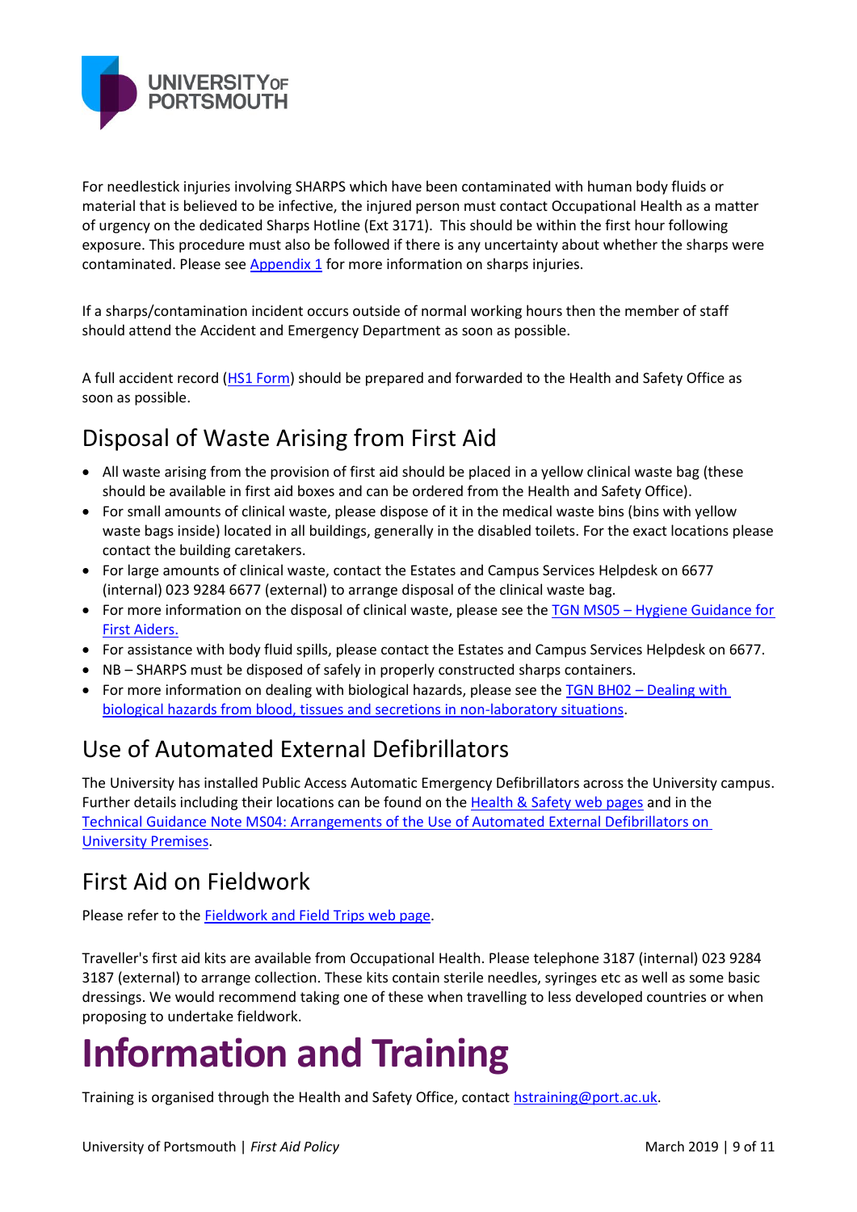For needlestick injuries involving SHARPS which have been contaminated with human body fluids or material that is believed to be infective, the injured person must contact Occupational Health as a matter of urgency on the dedicated Sharps Hotline (Ext 3171). This should be within the first hour following exposure. This procedure must also be followed if there is any uncertainty about whether the sharps were contaminated. Please see [Appendix 1](#) for more information on sharps injuries.

If a sharps/contamination incident occurs outside of normal working hours then the member of staff should attend the Accident and Emergency Department as soon as possible.

A full accident record ([HS1 Form](#)) should be prepared and forwarded to the Health and Safety Office as soon as possible.

## Disposal of Waste Arising from First Aid

- All waste arising from the provision of first aid should be placed in a yellow clinical waste bag (these should be available in first aid boxes and can be ordered from the Health and Safety Office).
- For small amounts of clinical waste, please dispose of it in the medical waste bins (bins with yellow waste bags inside) located in all buildings, generally in the disabled toilets. For the exact locations please contact the building caretakers.
- For large amounts of clinical waste, contact the Estates and Campus Services Helpdesk on 6677 (internal) 023 9284 6677 (external) to arrange disposal of the clinical waste bag.
- For more information on the disposal of clinical waste, please see the [TGN MS05 – Hygiene Guidance for First Aiders.](#)
- For assistance with body fluid spills, please contact the Estates and Campus Services Helpdesk on 6677.
- NB – SHARPS must be disposed of safely in properly constructed sharps containers.
- For more information on dealing with biological hazards, please see the [TGN BH02 – Dealing with biological hazards from blood, tissues and secretions in non-laboratory situations](#).

## Use of Automated External Defibrillators

The University has installed Public Access Automatic Emergency Defibrillators across the University campus. Further details including their locations can be found on the [Health & Safety web pages](#) and in the [Technical Guidance Note MS04: Arrangements of the Use of Automated External Defibrillators on University Premises](#).

## First Aid on Fieldwork

Please refer to the [Fieldwork and Field Trips web page](#).

Traveller's first aid kits are available from Occupational Health. Please telephone 3187 (internal) 023 9284 3187 (external) to arrange collection. These kits contain sterile needles, syringes etc as well as some basic dressings. We would recommend taking one of these when travelling to less developed countries or when proposing to undertake fieldwork.

# Information and Training

Training is organised through the Health and Safety Office, contact [hstraining@port.ac.uk](mailto:hstraining@port.ac.uk).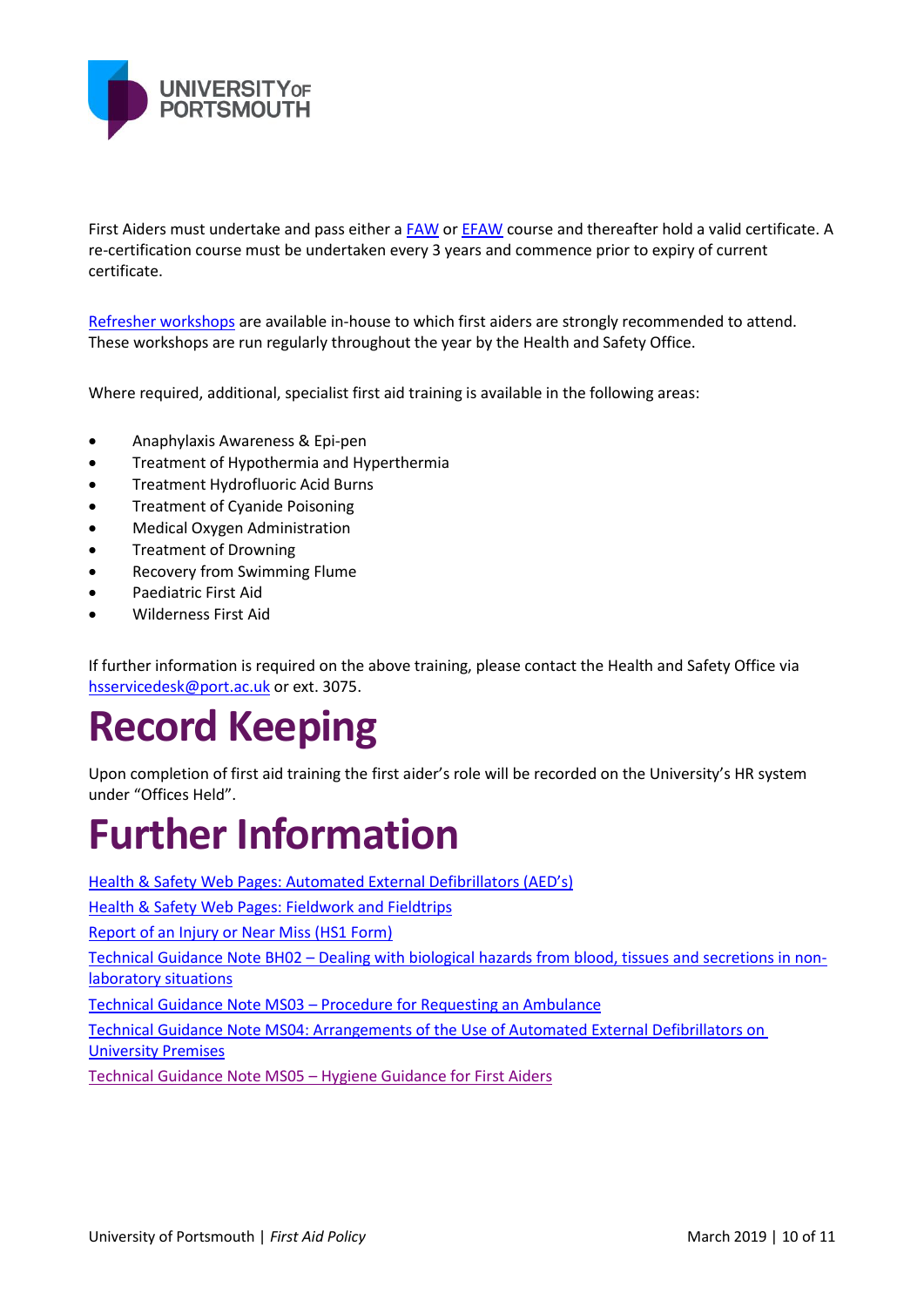First Aiders must undertake and pass either a FAW or EFAW course and thereafter hold a valid certificate. A re-certification course must be undertaken every 3 years and commence prior to expiry of current certificate.

Refresher workshops are available in-house to which first aiders are strongly recommended to attend. These workshops are run regularly throughout the year by the Health and Safety Office.

Where required, additional, specialist first aid training is available in the following areas:

- Anaphylaxis Awareness & Epi-pen
- Treatment of Hypothermia and Hyperthermia
- Treatment Hydrofluoric Acid Burns
- Treatment of Cyanide Poisoning
- Medical Oxygen Administration
- Treatment of Drowning
- Recovery from Swimming Flume
- Paediatric First Aid
- Wilderness First Aid

If further information is required on the above training, please contact the Health and Safety Office via hsservicedesk@port.ac.uk or ext. 3075.

# Record Keeping

Upon completion of first aid training the first aider's role will be recorded on the University's HR system under "Offices Held".

# Further Information

Health & Safety Web Pages: Automated External Defibrillators (AED's)

Health & Safety Web Pages: Fieldwork and Fieldtrips

Report of an Injury or Near Miss (HS1 Form)

Technical Guidance Note BH02 – Dealing with biological hazards from blood, tissues and secretions in non-laboratory situations

Technical Guidance Note MS03 – Procedure for Requesting an Ambulance

Technical Guidance Note MS04: Arrangements of the Use of Automated External Defibrillators on University Premises

Technical Guidance Note MS05 – Hygiene Guidance for First Aiders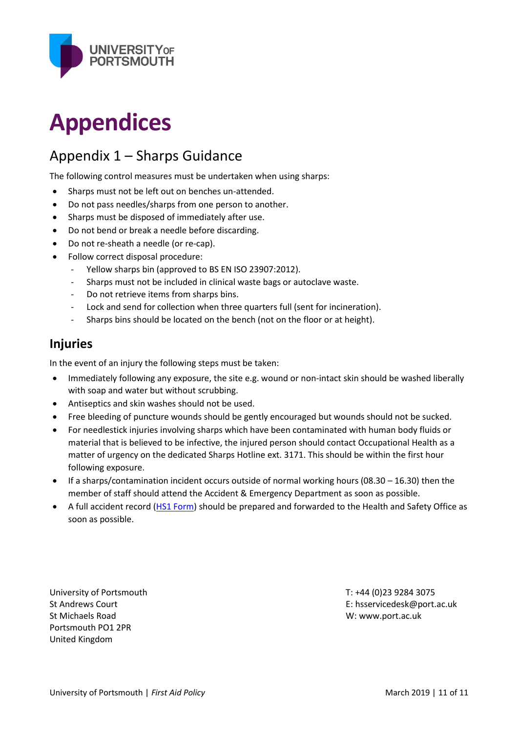# Appendices

## Appendix 1 – Sharps Guidance

The following control measures must be undertaken when using sharps:

- Sharps must not be left out on benches un-attended.
- Do not pass needles/sharps from one person to another.
- Sharps must be disposed of immediately after use.
- Do not bend or break a needle before discarding.
- Do not re-sheath a needle (or re-cap).
- Follow correct disposal procedure:
  - Yellow sharps bin (approved to BS EN ISO 23907:2012).
  - Sharps must not be included in clinical waste bags or autoclave waste.
  - Do not retrieve items from sharps bins.
  - Lock and send for collection when three quarters full (sent for incineration).
  - Sharps bins should be located on the bench (not on the floor or at height).

### Injuries

In the event of an injury the following steps must be taken:

- Immediately following any exposure, the site e.g. wound or non-intact skin should be washed liberally with soap and water but without scrubbing.
- Antiseptics and skin washes should not be used.
- Free bleeding of puncture wounds should be gently encouraged but wounds should not be sucked.
- For needlestick injuries involving sharps which have been contaminated with human body fluids or material that is believed to be infective, the injured person should contact Occupational Health as a matter of urgency on the dedicated Sharps Hotline ext. 3171. This should be within the first hour following exposure.
- If a sharps/contamination incident occurs outside of normal working hours (08.30 – 16.30) then the member of staff should attend the Accident & Emergency Department as soon as possible.
- A full accident record (HS1 Form) should be prepared and forwarded to the Health and Safety Office as soon as possible.

University of Portsmouth
St Andrews Court
St Michaels Road
Portsmouth PO1 2PR
United Kingdom

T: +44 (0)23 9284 3075
E: hsservicedesk@port.ac.uk
W: www.port.ac.uk